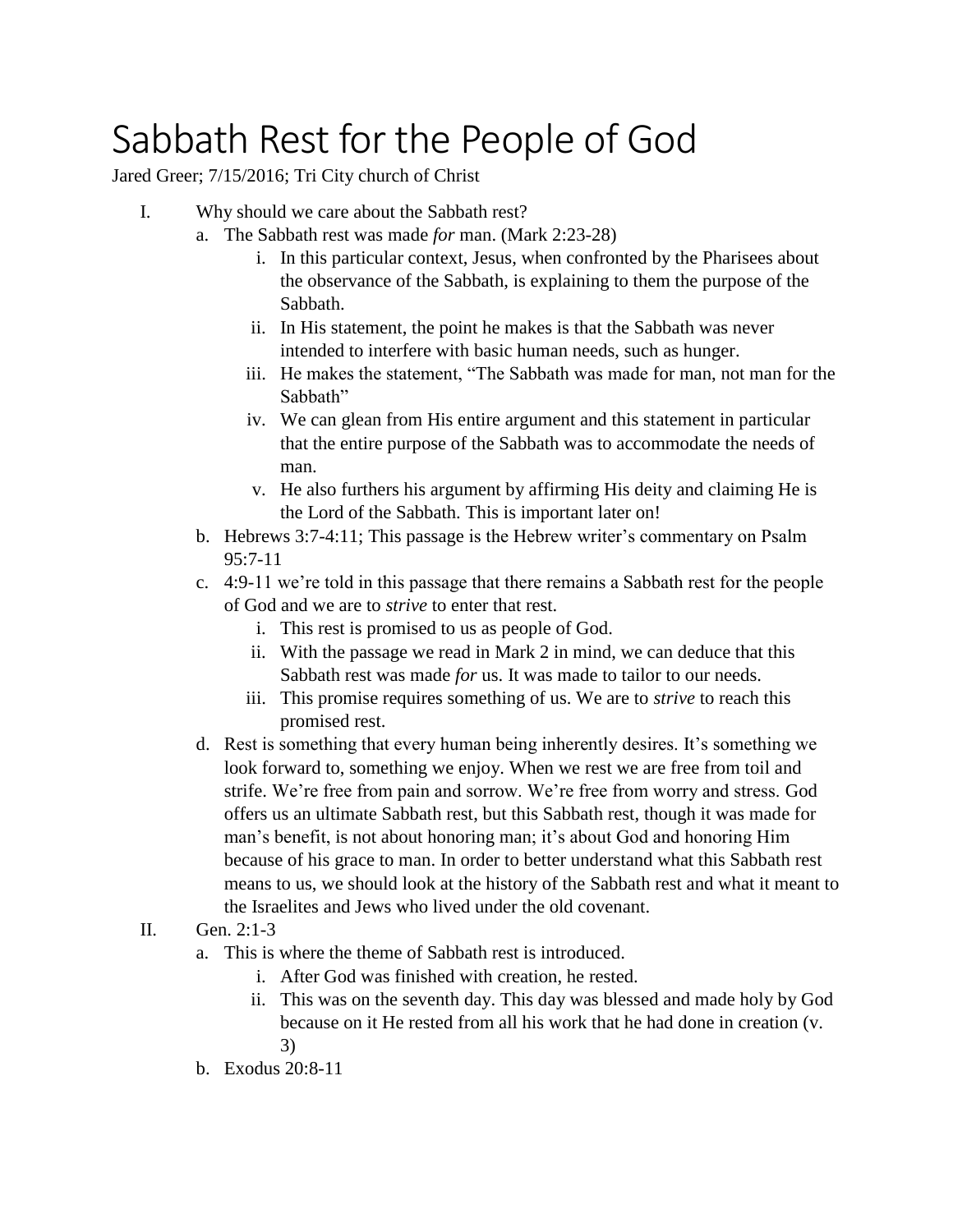# Sabbath Rest for the People of God

Jared Greer; 7/15/2016; Tri City church of Christ

I. Why should we care about the Sabbath rest?
   a. The Sabbath rest was made *for* man. (Mark 2:23-28)
      i. In this particular context, Jesus, when confronted by the Pharisees about the observance of the Sabbath, is explaining to them the purpose of the Sabbath.
      ii. In His statement, the point he makes is that the Sabbath was never intended to interfere with basic human needs, such as hunger.
      iii. He makes the statement, "The Sabbath was made for man, not man for the Sabbath"
      iv. We can glean from His entire argument and this statement in particular that the entire purpose of the Sabbath was to accommodate the needs of man.
      v. He also furthers his argument by affirming His deity and claiming He is the Lord of the Sabbath. This is important later on!
   b. Hebrews 3:7-4:11; This passage is the Hebrew writer's commentary on Psalm 95:7-11
   c. 4:9-11 we're told in this passage that there remains a Sabbath rest for the people of God and we are to *strive* to enter that rest.
      i. This rest is promised to us as people of God.
      ii. With the passage we read in Mark 2 in mind, we can deduce that this Sabbath rest was made *for* us. It was made to tailor to our needs.
      iii. This promise requires something of us. We are to *strive* to reach this promised rest.
   d. Rest is something that every human being inherently desires. It's something we look forward to, something we enjoy. When we rest we are free from toil and strife. We're free from pain and sorrow. We're free from worry and stress. God offers us an ultimate Sabbath rest, but this Sabbath rest, though it was made for man's benefit, is not about honoring man; it's about God and honoring Him because of his grace to man. In order to better understand what this Sabbath rest means to us, we should look at the history of the Sabbath rest and what it meant to the Israelites and Jews who lived under the old covenant.

II. Gen. 2:1-3
   a. This is where the theme of Sabbath rest is introduced.
      i. After God was finished with creation, he rested.
      ii. This was on the seventh day. This day was blessed and made holy by God because on it He rested from all his work that he had done in creation (v. 3)
   b. Exodus 20:8-11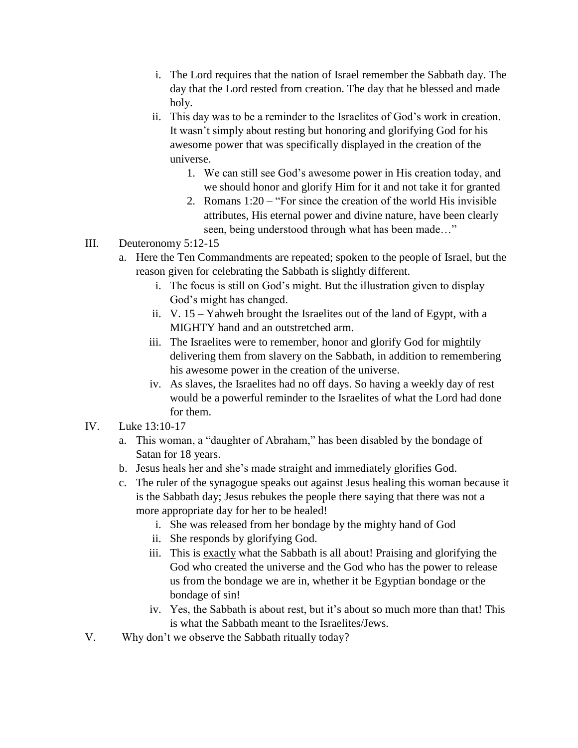i. The Lord requires that the nation of Israel remember the Sabbath day. The day that the Lord rested from creation. The day that he blessed and made holy.
        ii. This day was to be a reminder to the Israelites of God's work in creation. It wasn't simply about resting but honoring and glorifying God for his awesome power that was specifically displayed in the creation of the universe.
            1. We can still see God's awesome power in His creation today, and we should honor and glorify Him for it and not take it for granted
            2. Romans 1:20 – "For since the creation of the world His invisible attributes, His eternal power and divine nature, have been clearly seen, being understood through what has been made…"

III. Deuteronomy 5:12-15
    a. Here the Ten Commandments are repeated; spoken to the people of Israel, but the reason given for celebrating the Sabbath is slightly different.
        i. The focus is still on God's might. But the illustration given to display God's might has changed.
        ii. V. 15 – Yahweh brought the Israelites out of the land of Egypt, with a MIGHTY hand and an outstretched arm.
        iii. The Israelites were to remember, honor and glorify God for mightily delivering them from slavery on the Sabbath, in addition to remembering his awesome power in the creation of the universe.
        iv. As slaves, the Israelites had no off days. So having a weekly day of rest would be a powerful reminder to the Israelites of what the Lord had done for them.

IV. Luke 13:10-17
    a. This woman, a "daughter of Abraham," has been disabled by the bondage of Satan for 18 years.
    b. Jesus heals her and she's made straight and immediately glorifies God.
    c. The ruler of the synagogue speaks out against Jesus healing this woman because it is the Sabbath day; Jesus rebukes the people there saying that there was not a more appropriate day for her to be healed!
        i. She was released from her bondage by the mighty hand of God
        ii. She responds by glorifying God.
        iii. This is <u>exactly</u> what the Sabbath is all about! Praising and glorifying the God who created the universe and the God who has the power to release us from the bondage we are in, whether it be Egyptian bondage or the bondage of sin!
        iv. Yes, the Sabbath is about rest, but it's about so much more than that! This is what the Sabbath meant to the Israelites/Jews.

V. Why don't we observe the Sabbath ritually today?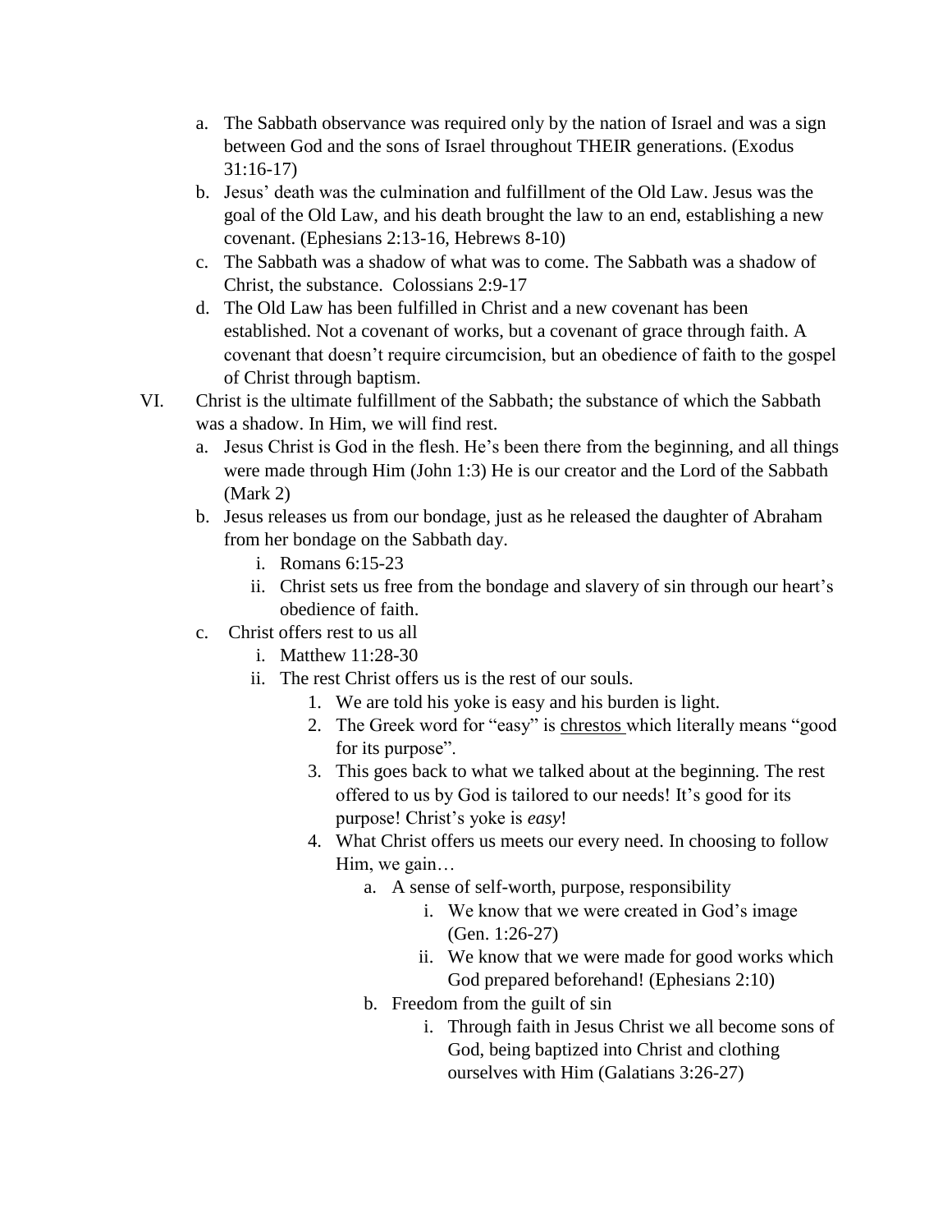a. The Sabbath observance was required only by the nation of Israel and was a sign between God and the sons of Israel throughout THEIR generations. (Exodus 31:16-17)
   b. Jesus' death was the culmination and fulfillment of the Old Law. Jesus was the goal of the Old Law, and his death brought the law to an end, establishing a new covenant. (Ephesians 2:13-16, Hebrews 8-10)
   c. The Sabbath was a shadow of what was to come. The Sabbath was a shadow of Christ, the substance. Colossians 2:9-17
   d. The Old Law has been fulfilled in Christ and a new covenant has been established. Not a covenant of works, but a covenant of grace through faith. A covenant that doesn't require circumcision, but an obedience of faith to the gospel of Christ through baptism.

VI. Christ is the ultimate fulfillment of the Sabbath; the substance of which the Sabbath was a shadow. In Him, we will find rest.
   a. Jesus Christ is God in the flesh. He's been there from the beginning, and all things were made through Him (John 1:3) He is our creator and the Lord of the Sabbath (Mark 2)
   b. Jesus releases us from our bondage, just as he released the daughter of Abraham from her bondage on the Sabbath day.
      i. Romans 6:15-23
      ii. Christ sets us free from the bondage and slavery of sin through our heart's obedience of faith.
   c. Christ offers rest to us all
      i. Matthew 11:28-30
      ii. The rest Christ offers us is the rest of our souls.
         1. We are told his yoke is easy and his burden is light.
         2. The Greek word for "easy" is <u>chrestos</u> which literally means "good for its purpose".
         3. This goes back to what we talked about at the beginning. The rest offered to us by God is tailored to our needs! It's good for its purpose! Christ's yoke is *easy*!
         4. What Christ offers us meets our every need. In choosing to follow Him, we gain…
            a. A sense of self-worth, purpose, responsibility
               i. We know that we were created in God's image (Gen. 1:26-27)
               ii. We know that we were made for good works which God prepared beforehand! (Ephesians 2:10)
            b. Freedom from the guilt of sin
               i. Through faith in Jesus Christ we all become sons of God, being baptized into Christ and clothing ourselves with Him (Galatians 3:26-27)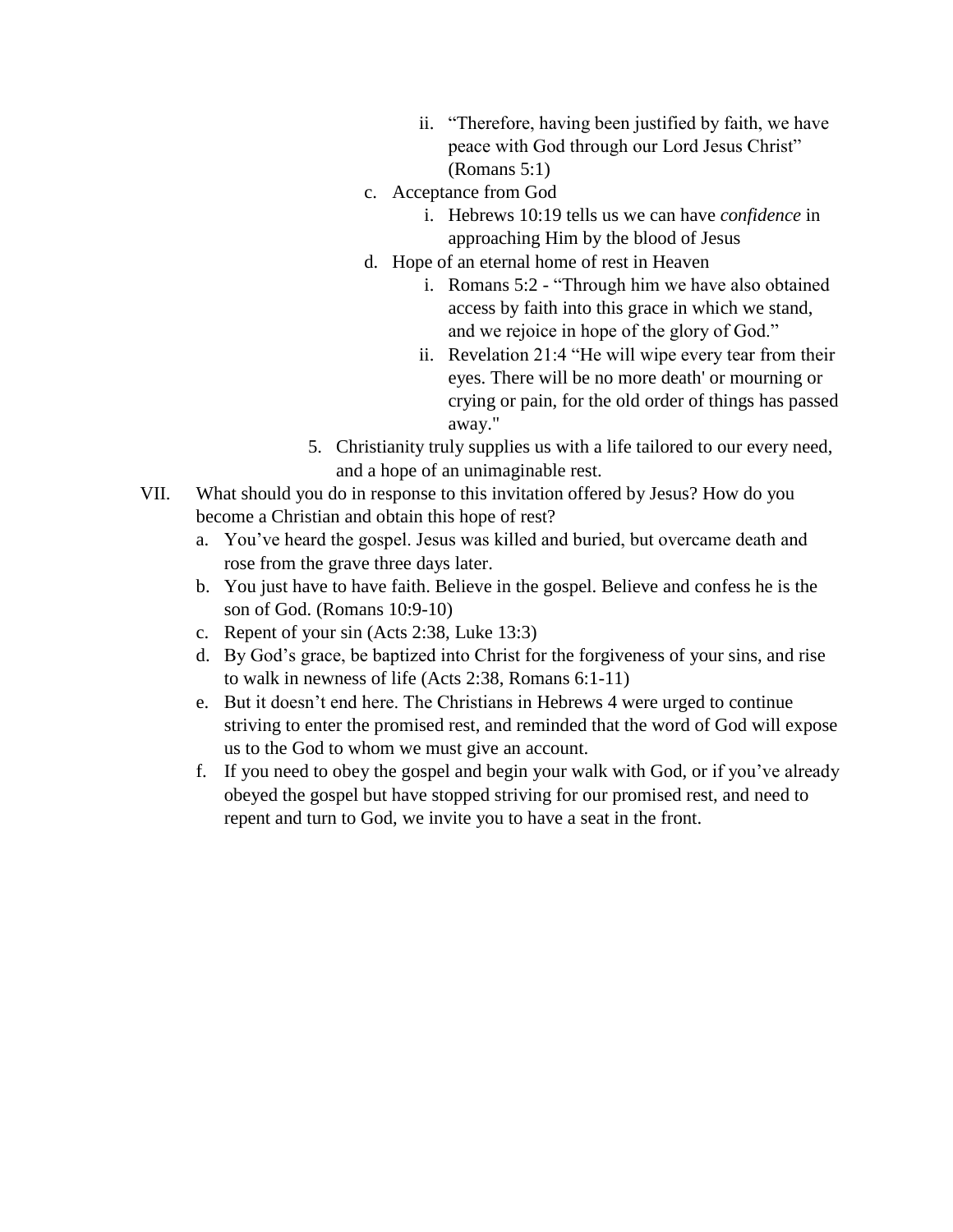- ii. "Therefore, having been justified by faith, we have peace with God through our Lord Jesus Christ" (Romans 5:1)

   - c. Acceptance from God
     - i. Hebrews 10:19 tells us we can have *confidence* in approaching Him by the blood of Jesus
   - d. Hope of an eternal home of rest in Heaven
     - i. Romans 5:2 - "Through him we have also obtained access by faith into this grace in which we stand, and we rejoice in hope of the glory of God."
     - ii. Revelation 21:4 "He will wipe every tear from their eyes. There will be no more death' or mourning or crying or pain, for the old order of things has passed away."

5. Christianity truly supplies us with a life tailored to our every need, and a hope of an unimaginable rest.

VII. What should you do in response to this invitation offered by Jesus? How do you become a Christian and obtain this hope of rest?

- a. You've heard the gospel. Jesus was killed and buried, but overcame death and rose from the grave three days later.
- b. You just have to have faith. Believe in the gospel. Believe and confess he is the son of God. (Romans 10:9-10)
- c. Repent of your sin (Acts 2:38, Luke 13:3)
- d. By God's grace, be baptized into Christ for the forgiveness of your sins, and rise to walk in newness of life (Acts 2:38, Romans 6:1-11)
- e. But it doesn't end here. The Christians in Hebrews 4 were urged to continue striving to enter the promised rest, and reminded that the word of God will expose us to the God to whom we must give an account.
- f. If you need to obey the gospel and begin your walk with God, or if you've already obeyed the gospel but have stopped striving for our promised rest, and need to repent and turn to God, we invite you to have a seat in the front.